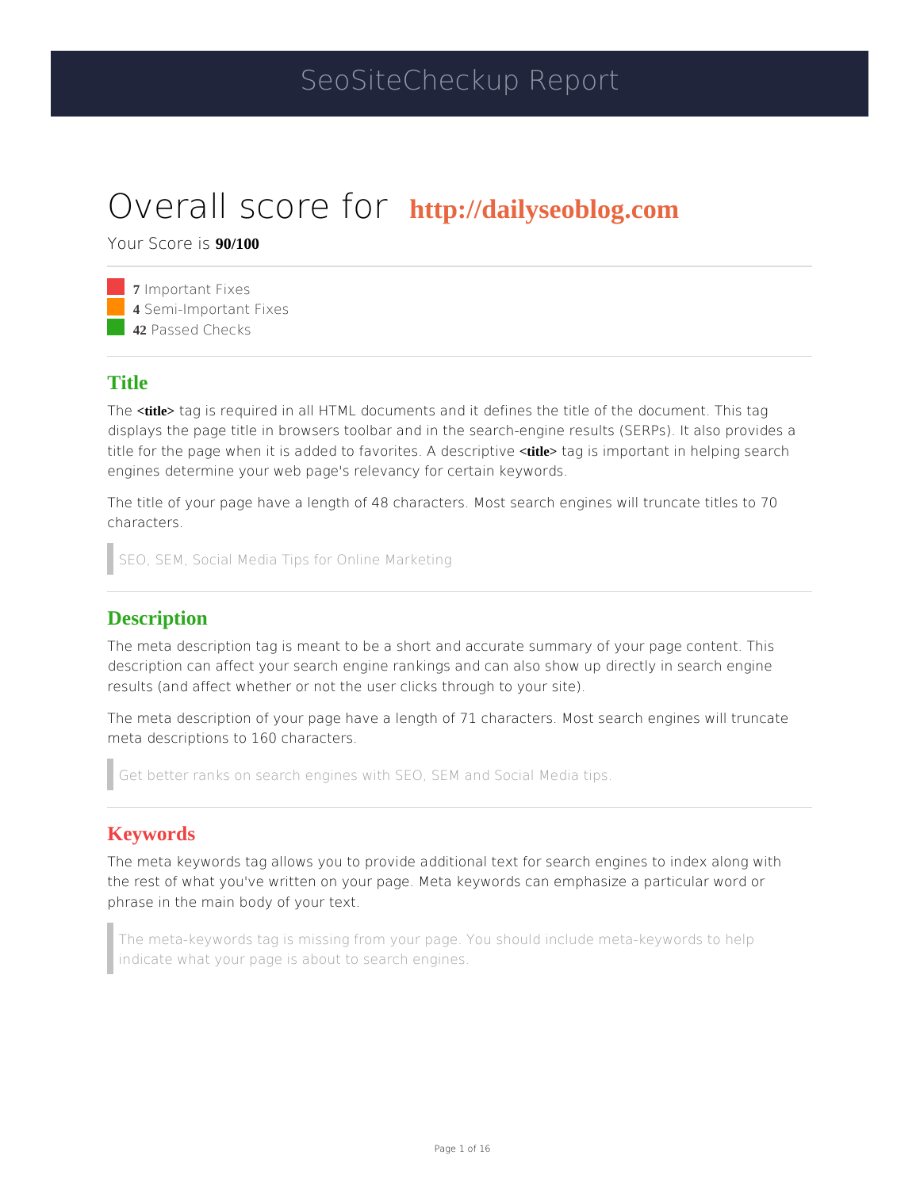# SeoSiteCheckup Report

# Overall score for **http://dailyseoblog.com**

Your Score is **90/100**

- **7** Important Fixes
- **4** Semi-Important Fixes
- **42** Passed Checks

## Title

The **<title>** tag is required in all HTML documents and it defines the title of the document. This tag displays the page title in browsers toolbar and in the search-engine results (SERPs). It also provides a title for the page when it is added to favorites. A descriptive **<title>** tag is important in helping search engines determine your web page's relevancy for certain keywords.

The title of your page have a length of 48 characters. Most search engines will truncate titles to 70 characters.

> SEO, SEM, Social Media Tips for Online Marketing

## Description

The meta description tag is meant to be a short and accurate summary of your page content. This description can affect your search engine rankings and can also show up directly in search engine results (and affect whether or not the user clicks through to your site).

The meta description of your page have a length of 71 characters. Most search engines will truncate meta descriptions to 160 characters.

> Get better ranks on search engines with SEO, SEM and Social Media tips.

## Keywords

The meta keywords tag allows you to provide additional text for search engines to index along with the rest of what you've written on your page. Meta keywords can emphasize a particular word or phrase in the main body of your text.

> The meta-keywords tag is missing from your page. You should include meta-keywords to help indicate what your page is about to search engines.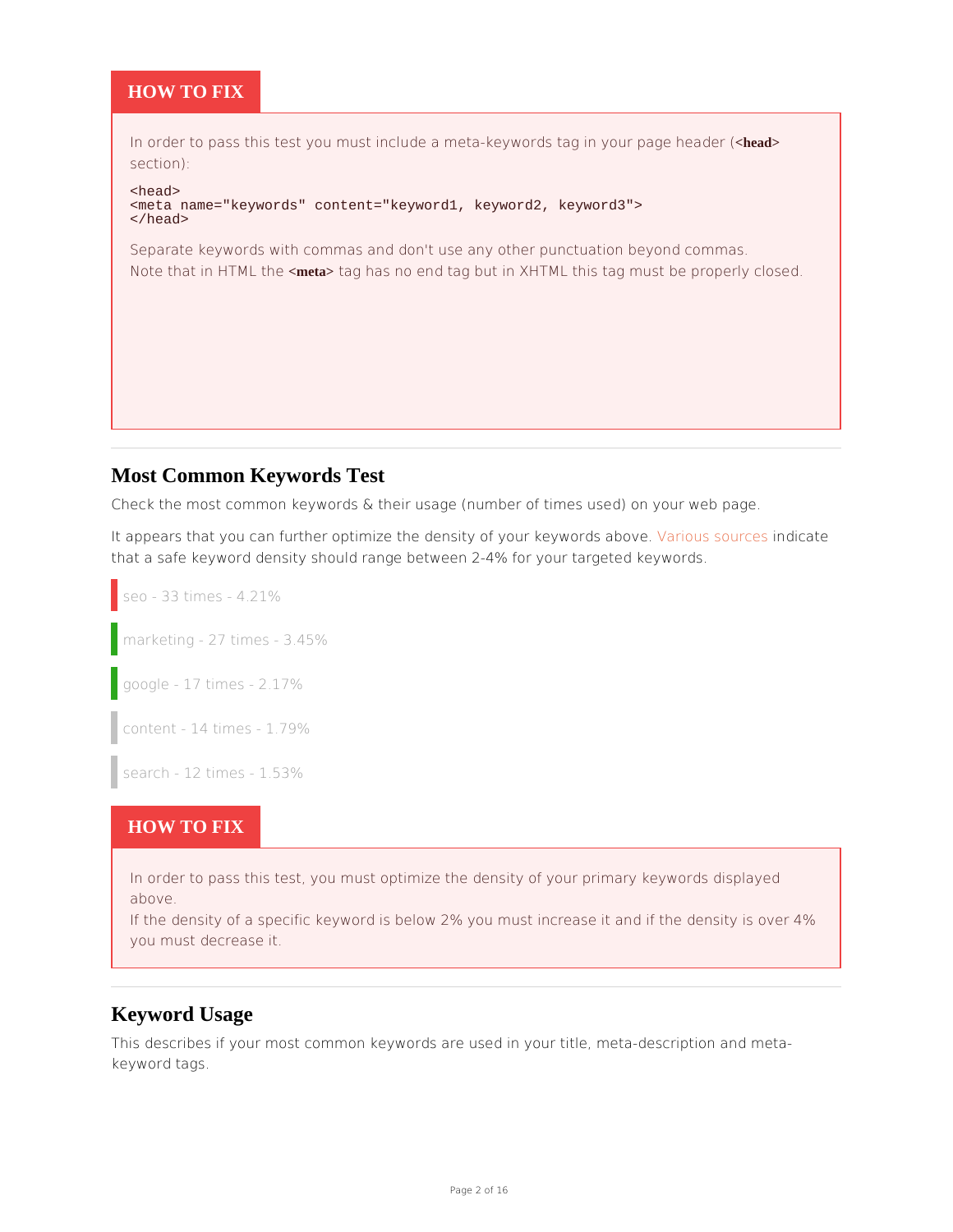### HOW TO FIX

In order to pass this test you must include a meta-keywords tag in your page header (**<head>** section):

```
<head>
<meta name="keywords" content="keyword1, keyword2, keyword3">
</head>
```

Separate keywords with commas and don't use any other punctuation beyond commas.
Note that in HTML the **<meta>** tag has no end tag but in XHTML this tag must be properly closed.

---

## Most Common Keywords Test

Check the most common keywords & their usage (number of times used) on your web page.

It appears that you can further optimize the density of your keywords above. Various sources indicate that a safe keyword density should range between 2-4% for your targeted keywords.

- seo - 33 times - 4.21%
- marketing - 27 times - 3.45%
- google - 17 times - 2.17%
- content - 14 times - 1.79%
- search - 12 times - 1.53%

### HOW TO FIX

In order to pass this test, you must optimize the density of your primary keywords displayed above.
If the density of a specific keyword is below 2% you must increase it and if the density is over 4% you must decrease it.

---

## Keyword Usage

This describes if your most common keywords are used in your title, meta-description and meta-keyword tags.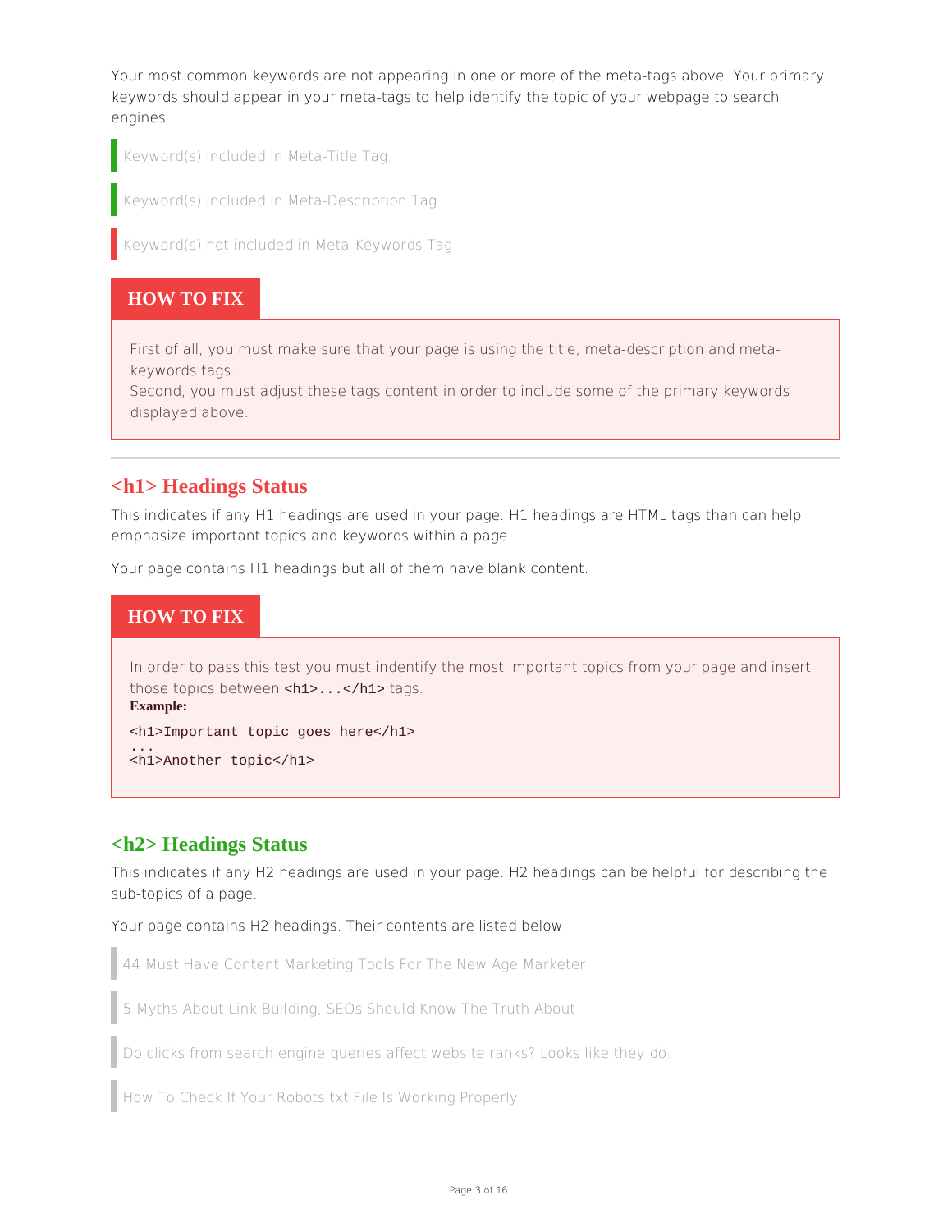Your most common keywords are not appearing in one or more of the meta-tags above. Your primary keywords should appear in your meta-tags to help identify the topic of your webpage to search engines.

- Keyword(s) included in Meta-Title Tag
- Keyword(s) included in Meta-Description Tag
- Keyword(s) not included in Meta-Keywords Tag

**HOW TO FIX**

First of all, you must make sure that your page is using the title, meta-description and meta-keywords tags.
Second, you must adjust these tags content in order to include some of the primary keywords displayed above.

---

## <h1> Headings Status

This indicates if any H1 headings are used in your page. H1 headings are HTML tags than can help emphasize important topics and keywords within a page.

Your page contains H1 headings but all of them have blank content.

**HOW TO FIX**

In order to pass this test you must indentify the most important topics from your page and insert those topics between `<h1>...</h1>` tags.

**Example:**

```
<h1>Important topic goes here</h1>
...
<h1>Another topic</h1>
```

---

## <h2> Headings Status

This indicates if any H2 headings are used in your page. H2 headings can be helpful for describing the sub-topics of a page.

Your page contains H2 headings. Their contents are listed below:

- 44 Must Have Content Marketing Tools For The New Age Marketer
- 5 Myths About Link Building, SEOs Should Know The Truth About
- Do clicks from search engine queries affect website ranks? Looks like they do.
- How To Check If Your Robots.txt File Is Working Properly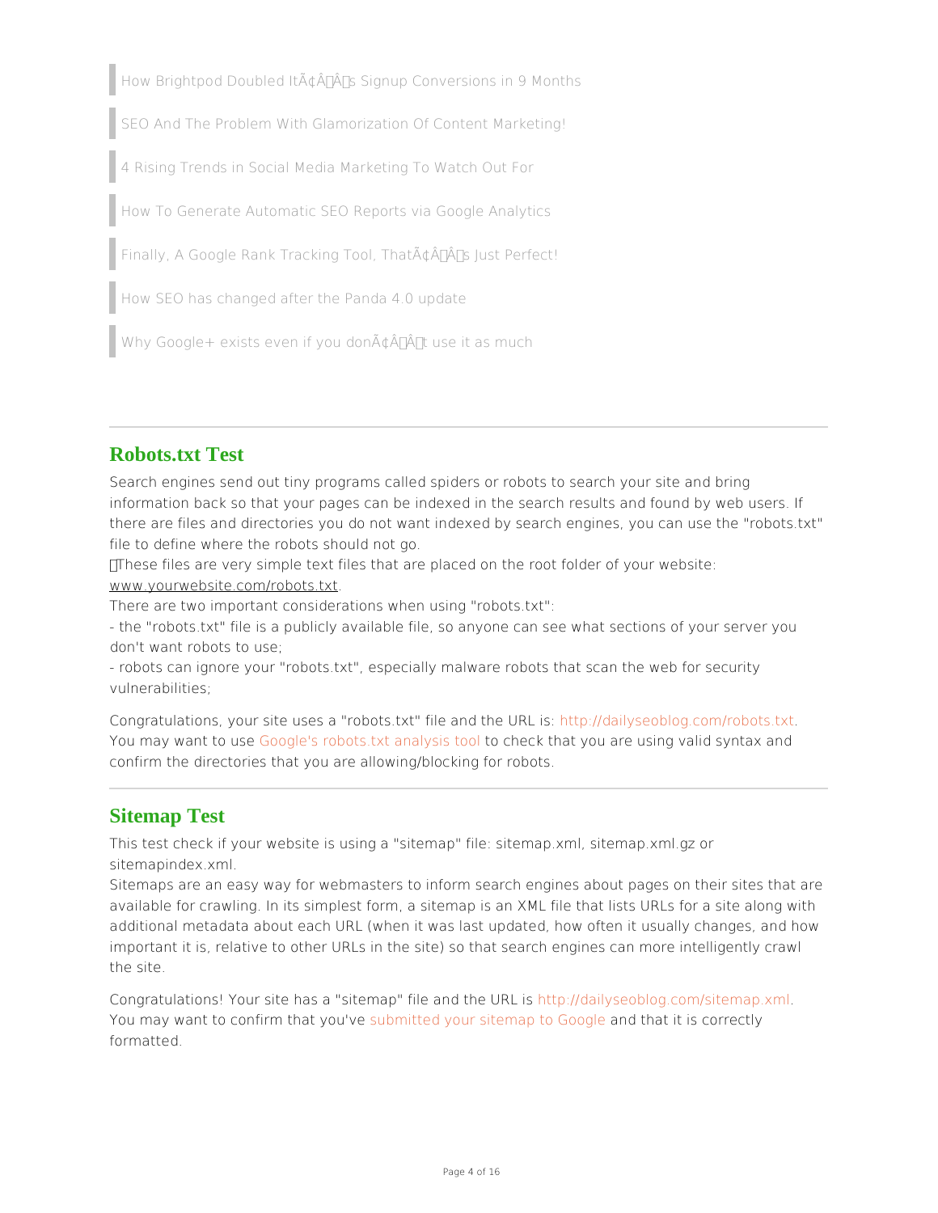> How Brightpod Doubled ItÃ¢Â€Â™s Signup Conversions in 9 Months

> SEO And The Problem With Glamorization Of Content Marketing!

> 4 Rising Trends in Social Media Marketing To Watch Out For

> How To Generate Automatic SEO Reports via Google Analytics

> Finally, A Google Rank Tracking Tool, ThatÃ¢Â€Â™s Just Perfect!

> How SEO has changed after the Panda 4.0 update

> Why Google+ exists even if you donÃ¢Â€Â™t use it as much

---

## Robots.txt Test

Search engines send out tiny programs called spiders or robots to search your site and bring information back so that your pages can be indexed in the search results and found by web users. If there are files and directories you do not want indexed by search engines, you can use the "robots.txt" file to define where the robots should not go.
These files are very simple text files that are placed on the root folder of your website: www.yourwebsite.com/robots.txt.
There are two important considerations when using "robots.txt":
- the "robots.txt" file is a publicly available file, so anyone can see what sections of your server you don't want robots to use;
- robots can ignore your "robots.txt", especially malware robots that scan the web for security vulnerabilities;

Congratulations, your site uses a "robots.txt" file and the URL is: http://dailyseoblog.com/robots.txt.
You may want to use Google's robots.txt analysis tool to check that you are using valid syntax and confirm the directories that you are allowing/blocking for robots.

---

## Sitemap Test

This test check if your website is using a "sitemap" file: sitemap.xml, sitemap.xml.gz or sitemapindex.xml.
Sitemaps are an easy way for webmasters to inform search engines about pages on their sites that are available for crawling. In its simplest form, a sitemap is an XML file that lists URLs for a site along with additional metadata about each URL (when it was last updated, how often it usually changes, and how important it is, relative to other URLs in the site) so that search engines can more intelligently crawl the site.

Congratulations! Your site has a "sitemap" file and the URL is http://dailyseoblog.com/sitemap.xml.
You may want to confirm that you've submitted your sitemap to Google and that it is correctly formatted.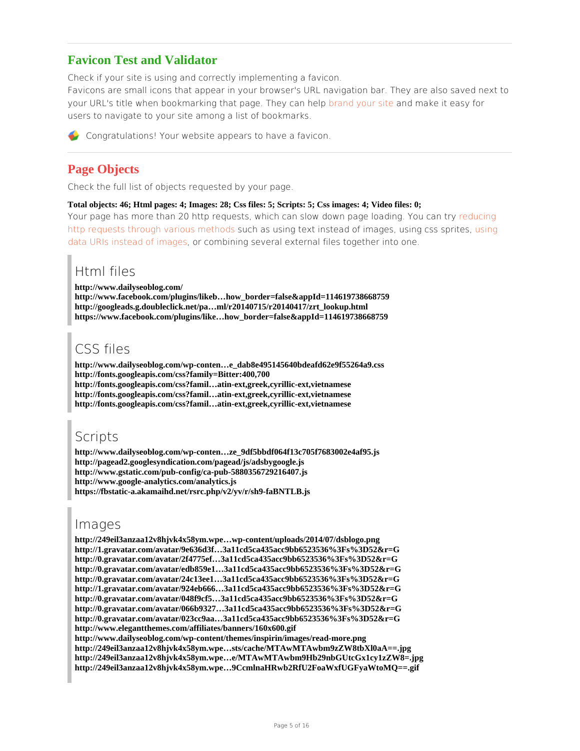## Favicon Test and Validator

Check if your site is using and correctly implementing a favicon.
Favicons are small icons that appear in your browser's URL navigation bar. They are also saved next to your URL's title when bookmarking that page. They can help brand your site and make it easy for users to navigate to your site among a list of bookmarks.

Congratulations! Your website appears to have a favicon.

## Page Objects

Check the full list of objects requested by your page.

**Total objects: 46; Html pages: 4; Images: 28; Css files: 5; Scripts: 5; Css images: 4; Video files: 0;**

Your page has more than 20 http requests, which can slow down page loading. You can try reducing http requests through various methods such as using text instead of images, using css sprites, using data URIs instead of images, or combining several external files together into one.

### Html files

**http://www.dailyseoblog.com/**
**http://www.facebook.com/plugins/likeb…how_border=false&appId=114619738668759**
**http://googleads.g.doubleclick.net/pa…ml/r20140715/r20140417/zrt_lookup.html**
**https://www.facebook.com/plugins/like…how_border=false&appId=114619738668759**

### CSS files

**http://www.dailyseoblog.com/wp-conten…e_dab8e495145640bdeafd62e9f55264a9.css**
**http://fonts.googleapis.com/css?family=Bitter:400,700**
**http://fonts.googleapis.com/css?famil…atin-ext,greek,cyrillic-ext,vietnamese**
**http://fonts.googleapis.com/css?famil…atin-ext,greek,cyrillic-ext,vietnamese**
**http://fonts.googleapis.com/css?famil…atin-ext,greek,cyrillic-ext,vietnamese**

### Scripts

**http://www.dailyseoblog.com/wp-conten…ze_9df5bbdf064f13c705f7683002e4af95.js**
**http://pagead2.googlesyndication.com/pagead/js/adsbygoogle.js**
**http://www.gstatic.com/pub-config/ca-pub-5880356729216407.js**
**http://www.google-analytics.com/analytics.js**
**https://fbstatic-a.akamaihd.net/rsrc.php/v2/yv/r/sh9-faBNTLB.js**

### Images

**http://249eil3anzaa12v8hjvk4x58ym.wpe…wp-content/uploads/2014/07/dsblogo.png**
**http://1.gravatar.com/avatar/9e636d3f…3a11cd5ca435acc9bb6523536%3Fs%3D52&r=G**
**http://0.gravatar.com/avatar/2f4775ef…3a11cd5ca435acc9bb6523536%3Fs%3D52&r=G**
**http://0.gravatar.com/avatar/edb859e1…3a11cd5ca435acc9bb6523536%3Fs%3D52&r=G**
**http://0.gravatar.com/avatar/24c13ee1…3a11cd5ca435acc9bb6523536%3Fs%3D52&r=G**
**http://1.gravatar.com/avatar/924eb666…3a11cd5ca435acc9bb6523536%3Fs%3D52&r=G**
**http://0.gravatar.com/avatar/048f9cf5…3a11cd5ca435acc9bb6523536%3Fs%3D52&r=G**
**http://0.gravatar.com/avatar/066b9327…3a11cd5ca435acc9bb6523536%3Fs%3D52&r=G**
**http://0.gravatar.com/avatar/023cc9aa…3a11cd5ca435acc9bb6523536%3Fs%3D52&r=G**
**http://www.elegantthemes.com/affiliates/banners/160x600.gif**
**http://www.dailyseoblog.com/wp-content/themes/inspirin/images/read-more.png**
**http://249eil3anzaa12v8hjvk4x58ym.wpe…sts/cache/MTAwMTAwbm9zZW8tbXl0aA==.jpg**
**http://249eil3anzaa12v8hjvk4x58ym.wpe…e/MTAwMTAwbm9Hb29nbGUtcGx1cy1zZW8=.jpg**
**http://249eil3anzaa12v8hjvk4x58ym.wpe…9CcmlnaHRwb2RfU2FoaWxfUGFyaWtoMQ==.gif**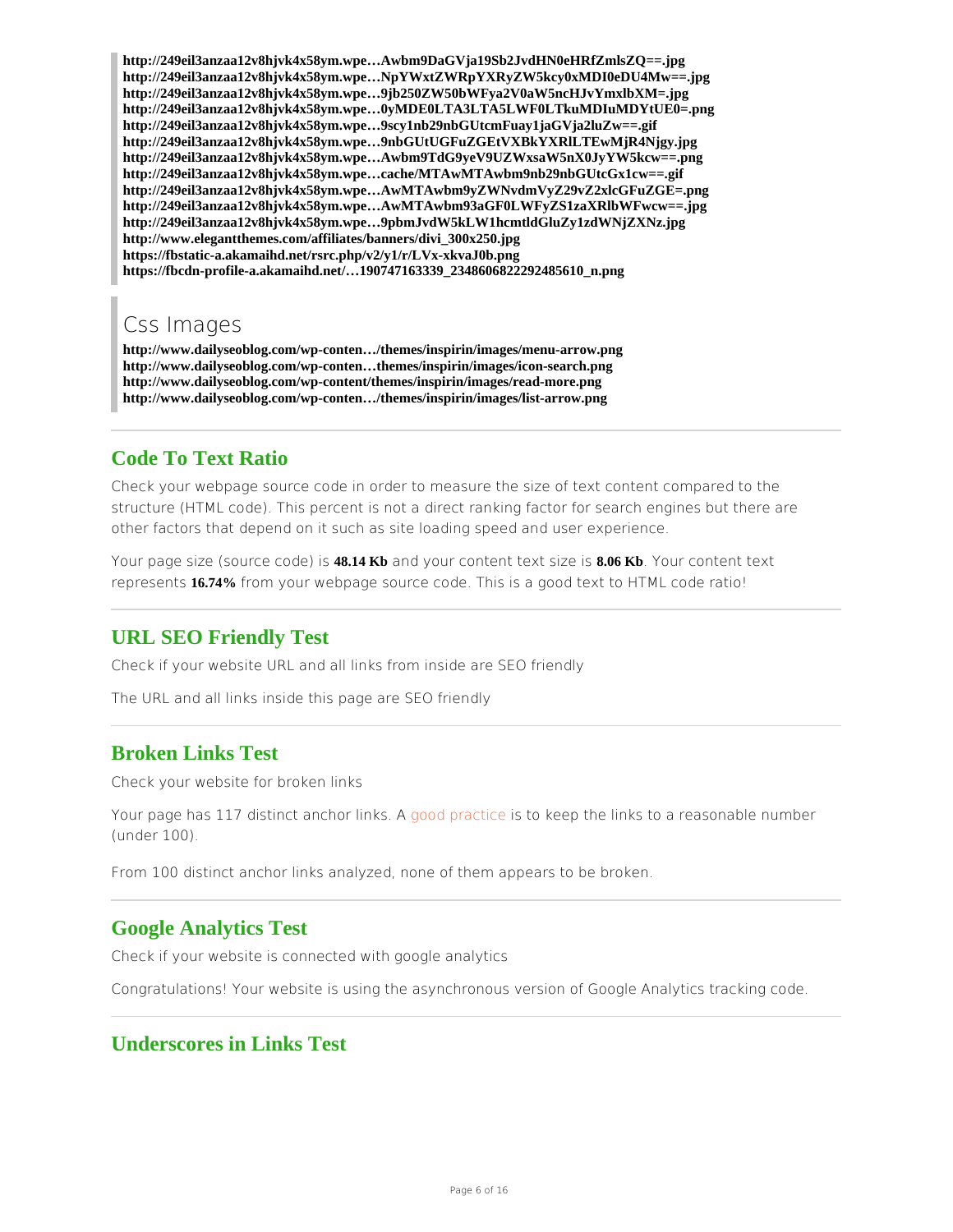http://249eil3anzaa12v8hjvk4x58ym.wpe…Awbm9DaGVja19Sb2JvdHN0eHRfZmlsZQ==.jpg
http://249eil3anzaa12v8hjvk4x58ym.wpe…NpYWxtZWRpYXRyZW5kcy0xMDI0eDU4Mw==.jpg
http://249eil3anzaa12v8hjvk4x58ym.wpe…9jb250ZW50bWFya2V0aW5ncHJvYmxlbXM=.jpg
http://249eil3anzaa12v8hjvk4x58ym.wpe…0yMDE0LTA3LTA5LWF0LTkuMDIuMDYtUE0=.png
http://249eil3anzaa12v8hjvk4x58ym.wpe…9scy1nb29nbGUtcmFuay1jaGVja2luZw==.gif
http://249eil3anzaa12v8hjvk4x58ym.wpe…9nbGUtUGFuZGEtVXBkYXRlLTEwMjR4Njgy.jpg
http://249eil3anzaa12v8hjvk4x58ym.wpe…Awbm9TdG9yeV9UZWxsaW5nX0JyYW5kcw==.png
http://249eil3anzaa12v8hjvk4x58ym.wpe…cache/MTAwMTAwbm9nb29nbGUtcGx1cw==.gif
http://249eil3anzaa12v8hjvk4x58ym.wpe…AwMTAwbm9yZWNvdmVyZ29vZ2xlcGFuZGE=.png
http://249eil3anzaa12v8hjvk4x58ym.wpe…AwMTAwbm93aGF0LWFyZS1zaXRlbWFwcw==.jpg
http://249eil3anzaa12v8hjvk4x58ym.wpe…9pbmJvdW5kLW1hcmtldGluZy1zdWNjZXNz.jpg
http://www.elegantthemes.com/affiliates/banners/divi_300x250.jpg
https://fbstatic-a.akamaihd.net/rsrc.php/v2/y1/r/LVx-xkvaJ0b.png
https://fbcdn-profile-a.akamaihd.net/…190747163339_2348606822292485610_n.png

## Css Images

http://www.dailyseoblog.com/wp-conten…/themes/inspirin/images/menu-arrow.png
http://www.dailyseoblog.com/wp-conten…themes/inspirin/images/icon-search.png
http://www.dailyseoblog.com/wp-content/themes/inspirin/images/read-more.png
http://www.dailyseoblog.com/wp-conten…/themes/inspirin/images/list-arrow.png

---

## Code To Text Ratio

Check your webpage source code in order to measure the size of text content compared to the structure (HTML code). This percent is not a direct ranking factor for search engines but there are other factors that depend on it such as site loading speed and user experience.

Your page size (source code) is **48.14 Kb** and your content text size is **8.06 Kb**. Your content text represents **16.74%** from your webpage source code. This is a good text to HTML code ratio!

---

## URL SEO Friendly Test

Check if your website URL and all links from inside are SEO friendly

The URL and all links inside this page are SEO friendly

---

## Broken Links Test

Check your website for broken links

Your page has 117 distinct anchor links. A good practice is to keep the links to a reasonable number (under 100).

From 100 distinct anchor links analyzed, none of them appears to be broken.

---

## Google Analytics Test

Check if your website is connected with google analytics

Congratulations! Your website is using the asynchronous version of Google Analytics tracking code.

---

## Underscores in Links Test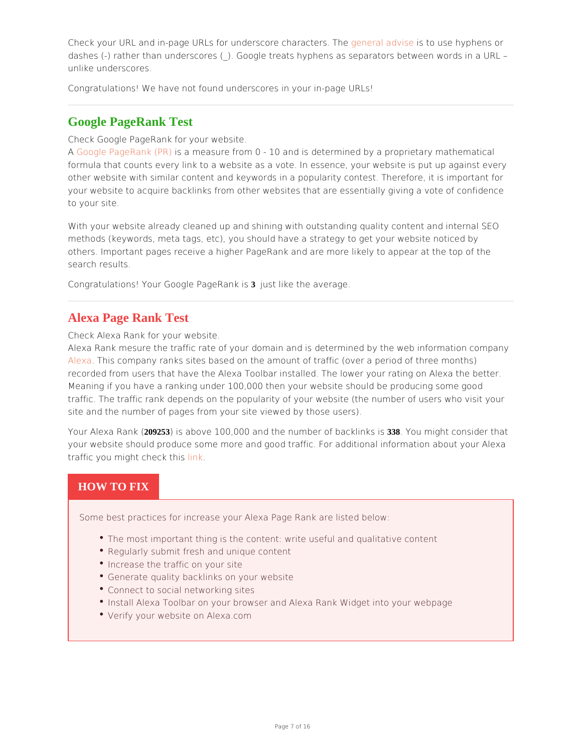Check your URL and in-page URLs for underscore characters. The general advise is to use hyphens or dashes (-) rather than underscores (_). Google treats hyphens as separators between words in a URL – unlike underscores.

Congratulations! We have not found underscores in your in-page URLs!

## Google PageRank Test

Check Google PageRank for your website.
A Google PageRank (PR) is a measure from 0 - 10 and is determined by a proprietary mathematical formula that counts every link to a website as a vote. In essence, your website is put up against every other website with similar content and keywords in a popularity contest. Therefore, it is important for your website to acquire backlinks from other websites that are essentially giving a vote of confidence to your site.

With your website already cleaned up and shining with outstanding quality content and internal SEO methods (keywords, meta tags, etc), you should have a strategy to get your website noticed by others. Important pages receive a higher PageRank and are more likely to appear at the top of the search results.

Congratulations! Your Google PageRank is **3** just like the average.

## Alexa Page Rank Test

Check Alexa Rank for your website.
Alexa Rank mesure the traffic rate of your domain and is determined by the web information company Alexa. This company ranks sites based on the amount of traffic (over a period of three months) recorded from users that have the Alexa Toolbar installed. The lower your rating on Alexa the better. Meaning if you have a ranking under 100,000 then your website should be producing some good traffic. The traffic rank depends on the popularity of your website (the number of users who visit your site and the number of pages from your site viewed by those users).

Your Alexa Rank (**209253**) is above 100,000 and the number of backlinks is **338**. You might consider that your website should produce some more and good traffic. For additional information about your Alexa traffic you might check this link.

### HOW TO FIX

Some best practices for increase your Alexa Page Rank are listed below:

- The most important thing is the content: write useful and qualitative content
- Regularly submit fresh and unique content
- Increase the traffic on your site
- Generate quality backlinks on your website
- Connect to social networking sites
- Install Alexa Toolbar on your browser and Alexa Rank Widget into your webpage
- Verify your website on Alexa.com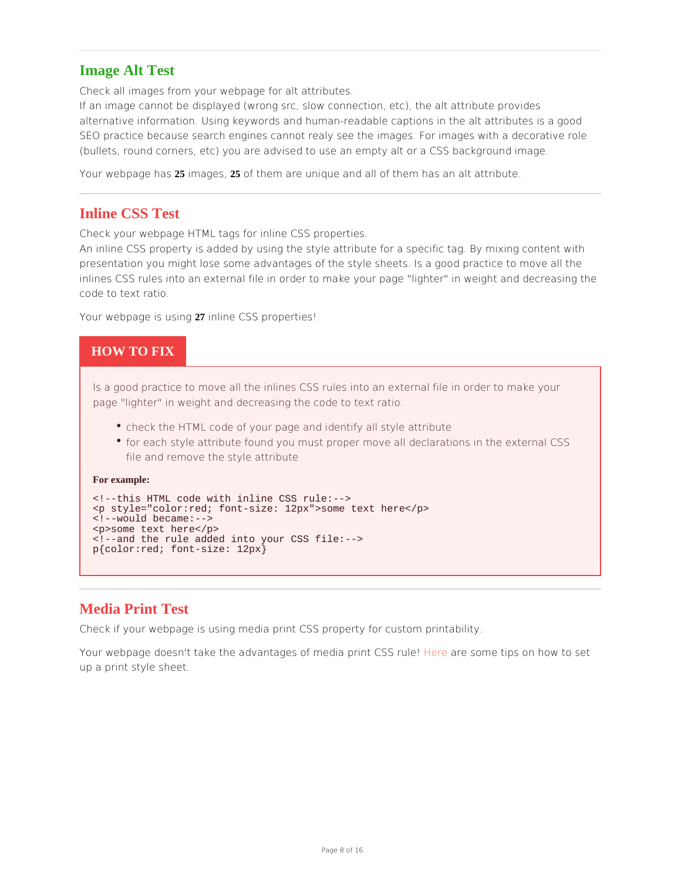## Image Alt Test

Check all images from your webpage for alt attributes.
If an image cannot be displayed (wrong src, slow connection, etc), the alt attribute provides alternative information. Using keywords and human-readable captions in the alt attributes is a good SEO practice because search engines cannot realy see the images. For images with a decorative role (bullets, round corners, etc) you are advised to use an empty alt or a CSS background image.

Your webpage has **25** images, **25** of them are unique and all of them has an alt attribute.

## Inline CSS Test

Check your webpage HTML tags for inline CSS properties.
An inline CSS property is added by using the style attribute for a specific tag. By mixing content with presentation you might lose some advantages of the style sheets. Is a good practice to move all the inlines CSS rules into an external file in order to make your page "lighter" in weight and decreasing the code to text ratio.

Your webpage is using **27** inline CSS properties!

### HOW TO FIX

Is a good practice to move all the inlines CSS rules into an external file in order to make your page "lighter" in weight and decreasing the code to text ratio.

- check the HTML code of your page and identify all style attribute
- for each style attribute found you must proper move all declarations in the external CSS file and remove the style attribute

**For example:**

```
<!--this HTML code with inline CSS rule:-->
<p style="color:red; font-size: 12px">some text here</p>
<!--would became:-->
<p>some text here</p>
<!--and the rule added into your CSS file:-->
p{color:red; font-size: 12px}
```

## Media Print Test

Check if your webpage is using media print CSS property for custom printability.

Your webpage doesn't take the advantages of media print CSS rule! Here are some tips on how to set up a print style sheet.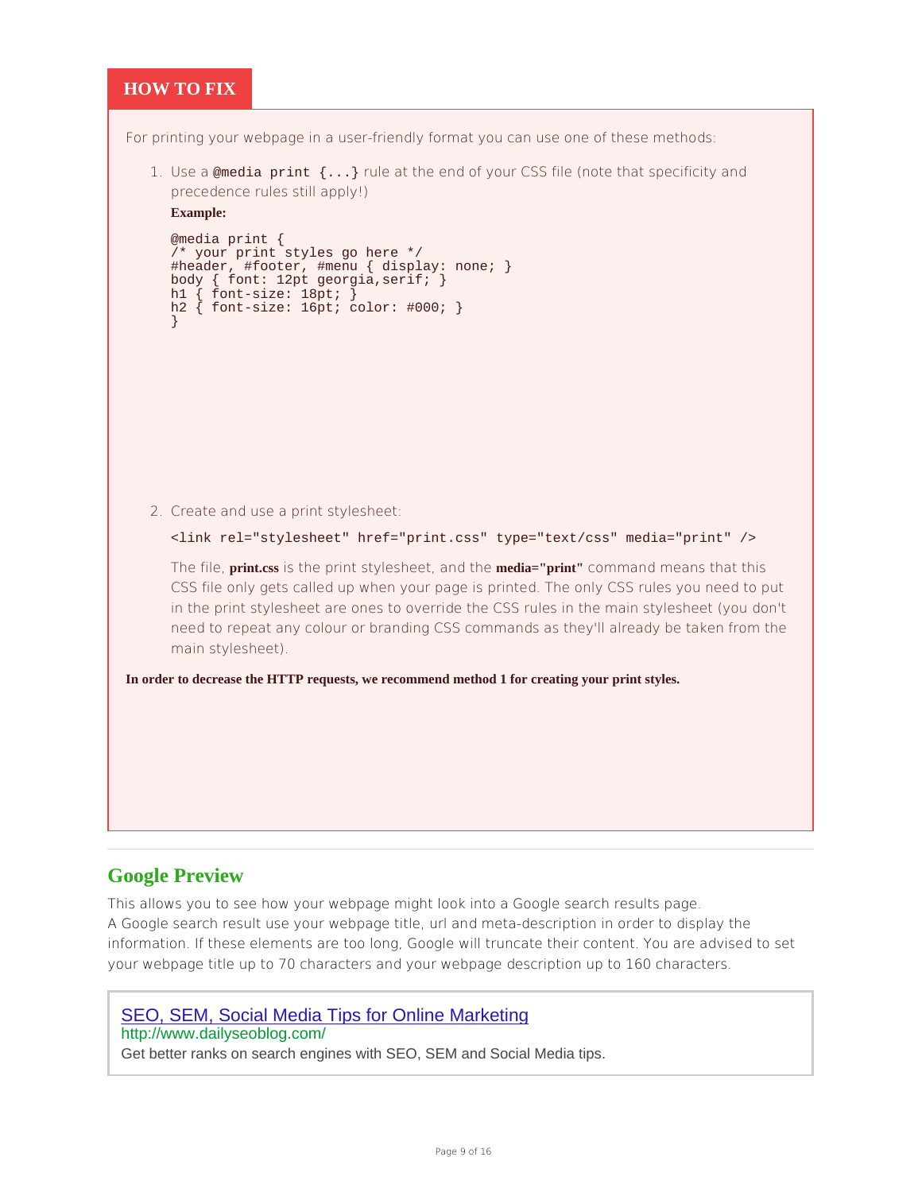## HOW TO FIX

For printing your webpage in a user-friendly format you can use one of these methods:

1. Use a `@media print {...}` rule at the end of your CSS file (note that specificity and precedence rules still apply!)

   **Example:**

   ```
   @media print {
   /* your print styles go here */
   #header, #footer, #menu { display: none; }
   body { font: 12pt georgia,serif; }
   h1 { font-size: 18pt; }
   h2 { font-size: 16pt; color: #000; }
   }
   ```

2. Create and use a print stylesheet:

   ```
   <link rel="stylesheet" href="print.css" type="text/css" media="print" />
   ```

   The file, **print.css** is the print stylesheet, and the **media="print"** command means that this CSS file only gets called up when your page is printed. The only CSS rules you need to put in the print stylesheet are ones to override the CSS rules in the main stylesheet (you don't need to repeat any colour or branding CSS commands as they'll already be taken from the main stylesheet).

**In order to decrease the HTTP requests, we recommend method 1 for creating your print styles.**

## Google Preview

This allows you to see how your webpage might look into a Google search results page.
A Google search result use your webpage title, url and meta-description in order to display the information. If these elements are too long, Google will truncate their content. You are advised to set your webpage title up to 70 characters and your webpage description up to 160 characters.

SEO, SEM, Social Media Tips for Online Marketing
http://www.dailyseoblog.com/
Get better ranks on search engines with SEO, SEM and Social Media tips.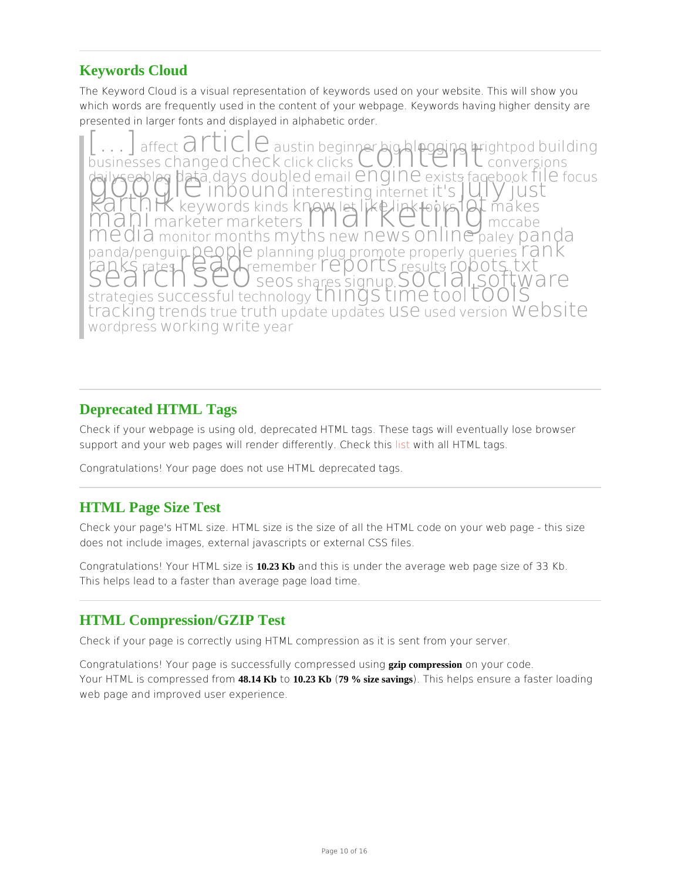## Keywords Cloud

The Keyword Cloud is a visual representation of keywords used on your website. This will show you which words are frequently used in the content of your webpage. Keywords having higher density are presented in larger fonts and displayed in alphabetic order.

[...] affect article austin beginner big blogging brightpod building businesses changed check click clicks content conversions dailyseoblog data days doubled email engine exists facebook file focus google inbound interesting internet it's july just karthik keywords kinds know let like link looks lot makes mani marketer marketers marketing mccabe media monitor months myths new news online paley panda panda/penguin people planning plug promote properly queries rank ranks rates read remember reports results robots.txt search seo seos shares signup social software strategies successful technology things time tool tools tracking trends true truth update updates use used version website wordpress working write year

## Deprecated HTML Tags

Check if your webpage is using old, deprecated HTML tags. These tags will eventually lose browser support and your web pages will render differently. Check this list with all HTML tags.

Congratulations! Your page does not use HTML deprecated tags.

## HTML Page Size Test

Check your page's HTML size. HTML size is the size of all the HTML code on your web page - this size does not include images, external javascripts or external CSS files.

Congratulations! Your HTML size is **10.23 Kb** and this is under the average web page size of 33 Kb. This helps lead to a faster than average page load time.

## HTML Compression/GZIP Test

Check if your page is correctly using HTML compression as it is sent from your server.

Congratulations! Your page is successfully compressed using **gzip compression** on your code. Your HTML is compressed from **48.14 Kb** to **10.23 Kb** (**79 % size savings**). This helps ensure a faster loading web page and improved user experience.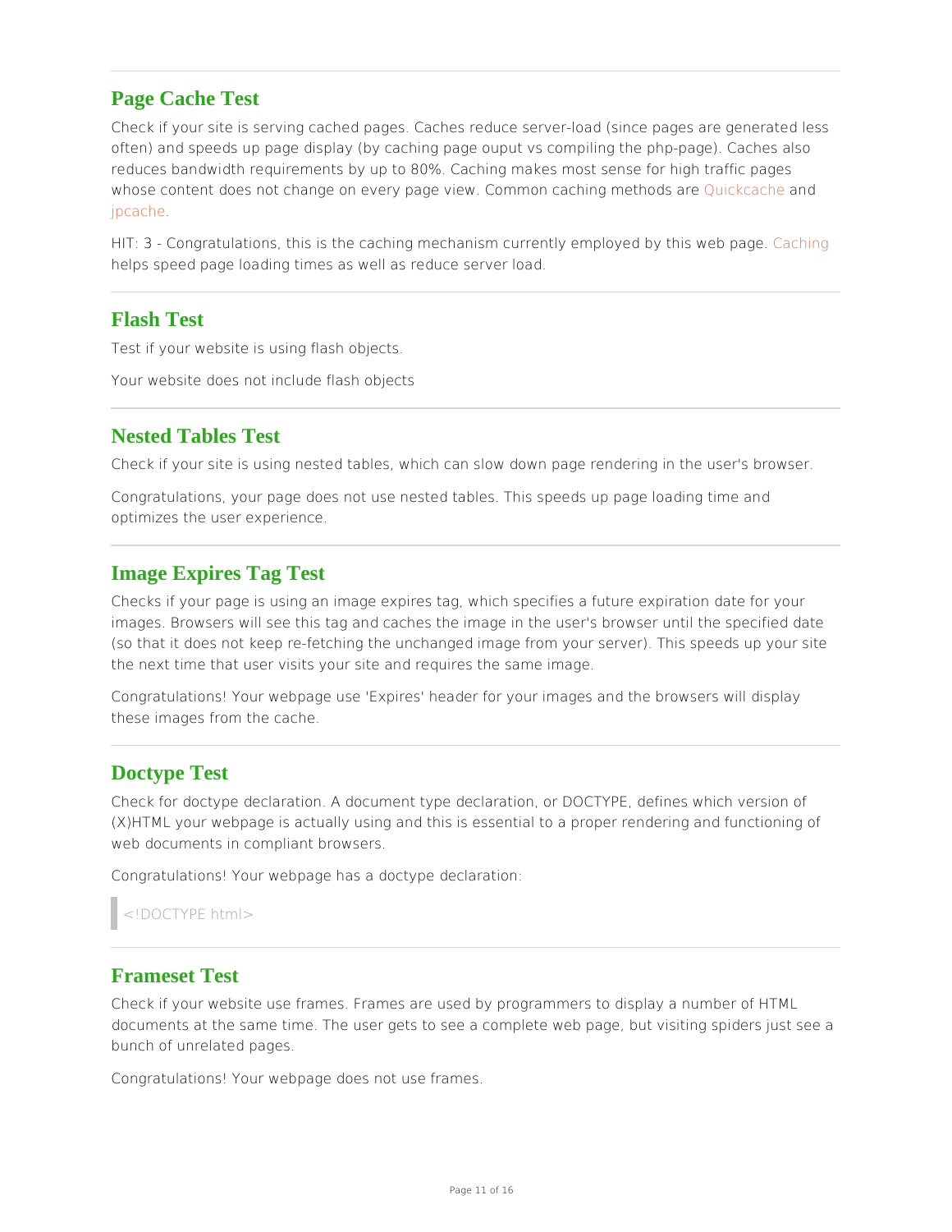---

## Page Cache Test

Check if your site is serving cached pages. Caches reduce server-load (since pages are generated less often) and speeds up page display (by caching page ouput vs compiling the php-page). Caches also reduces bandwidth requirements by up to 80%. Caching makes most sense for high traffic pages whose content does not change on every page view. Common caching methods are Quickcache and jpcache.

HIT: 3 - Congratulations, this is the caching mechanism currently employed by this web page. Caching helps speed page loading times as well as reduce server load.

---

## Flash Test

Test if your website is using flash objects.

Your website does not include flash objects

---

## Nested Tables Test

Check if your site is using nested tables, which can slow down page rendering in the user's browser.

Congratulations, your page does not use nested tables. This speeds up page loading time and optimizes the user experience.

---

## Image Expires Tag Test

Checks if your page is using an image expires tag, which specifies a future expiration date for your images. Browsers will see this tag and caches the image in the user's browser until the specified date (so that it does not keep re-fetching the unchanged image from your server). This speeds up your site the next time that user visits your site and requires the same image.

Congratulations! Your webpage use 'Expires' header for your images and the browsers will display these images from the cache.

---

## Doctype Test

Check for doctype declaration. A document type declaration, or DOCTYPE, defines which version of (X)HTML your webpage is actually using and this is essential to a proper rendering and functioning of web documents in compliant browsers.

Congratulations! Your webpage has a doctype declaration:

> <!DOCTYPE html>

---

## Frameset Test

Check if your website use frames. Frames are used by programmers to display a number of HTML documents at the same time. The user gets to see a complete web page, but visiting spiders just see a bunch of unrelated pages.

Congratulations! Your webpage does not use frames.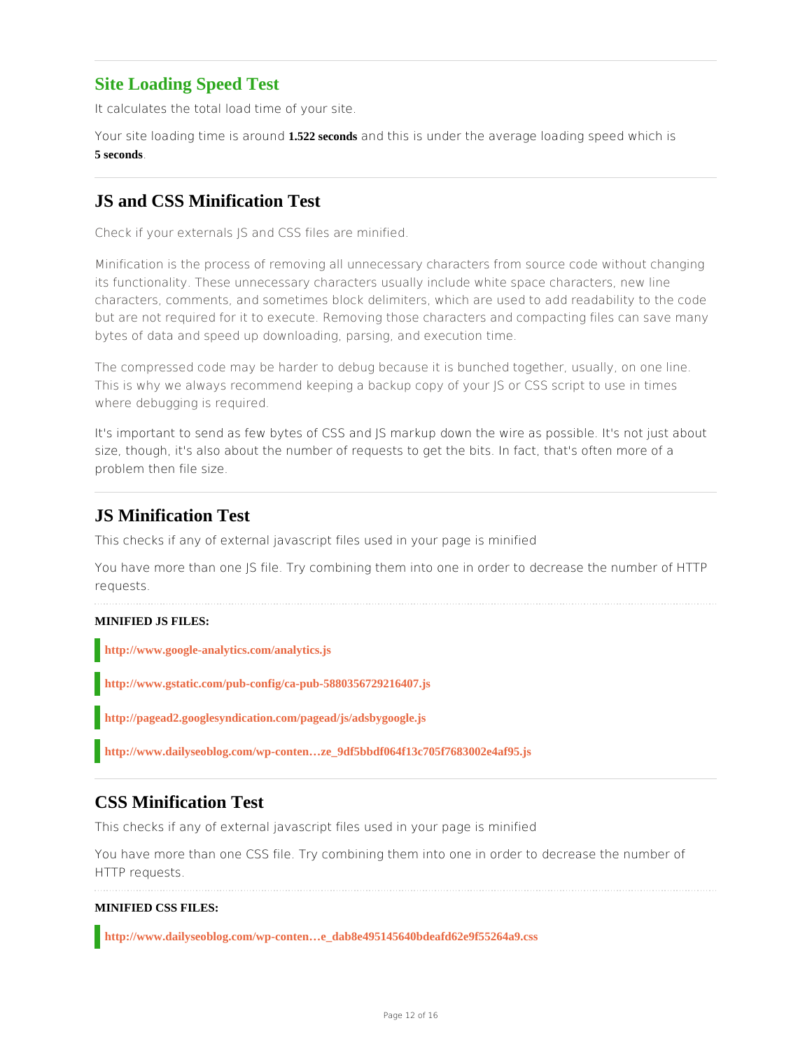## Site Loading Speed Test

It calculates the total load time of your site.

Your site loading time is around **1.522 seconds** and this is under the average loading speed which is **5 seconds**.

## JS and CSS Minification Test

Check if your externals JS and CSS files are minified.

Minification is the process of removing all unnecessary characters from source code without changing its functionality. These unnecessary characters usually include white space characters, new line characters, comments, and sometimes block delimiters, which are used to add readability to the code but are not required for it to execute. Removing those characters and compacting files can save many bytes of data and speed up downloading, parsing, and execution time.

The compressed code may be harder to debug because it is bunched together, usually, on one line. This is why we always recommend keeping a backup copy of your JS or CSS script to use in times where debugging is required.

It's important to send as few bytes of CSS and JS markup down the wire as possible. It's not just about size, though, it's also about the number of requests to get the bits. In fact, that's often more of a problem then file size.

## JS Minification Test

This checks if any of external javascript files used in your page is minified

You have more than one JS file. Try combining them into one in order to decrease the number of HTTP requests.

**MINIFIED JS FILES:**

- **http://www.google-analytics.com/analytics.js**
- **http://www.gstatic.com/pub-config/ca-pub-5880356729216407.js**
- **http://pagead2.googlesyndication.com/pagead/js/adsbygoogle.js**
- **http://www.dailyseoblog.com/wp-conten…ze_9df5bbdf064f13c705f7683002e4af95.js**

## CSS Minification Test

This checks if any of external javascript files used in your page is minified

You have more than one CSS file. Try combining them into one in order to decrease the number of HTTP requests.

**MINIFIED CSS FILES:**

- **http://www.dailyseoblog.com/wp-conten…e_dab8e495145640bdeafd62e9f55264a9.css**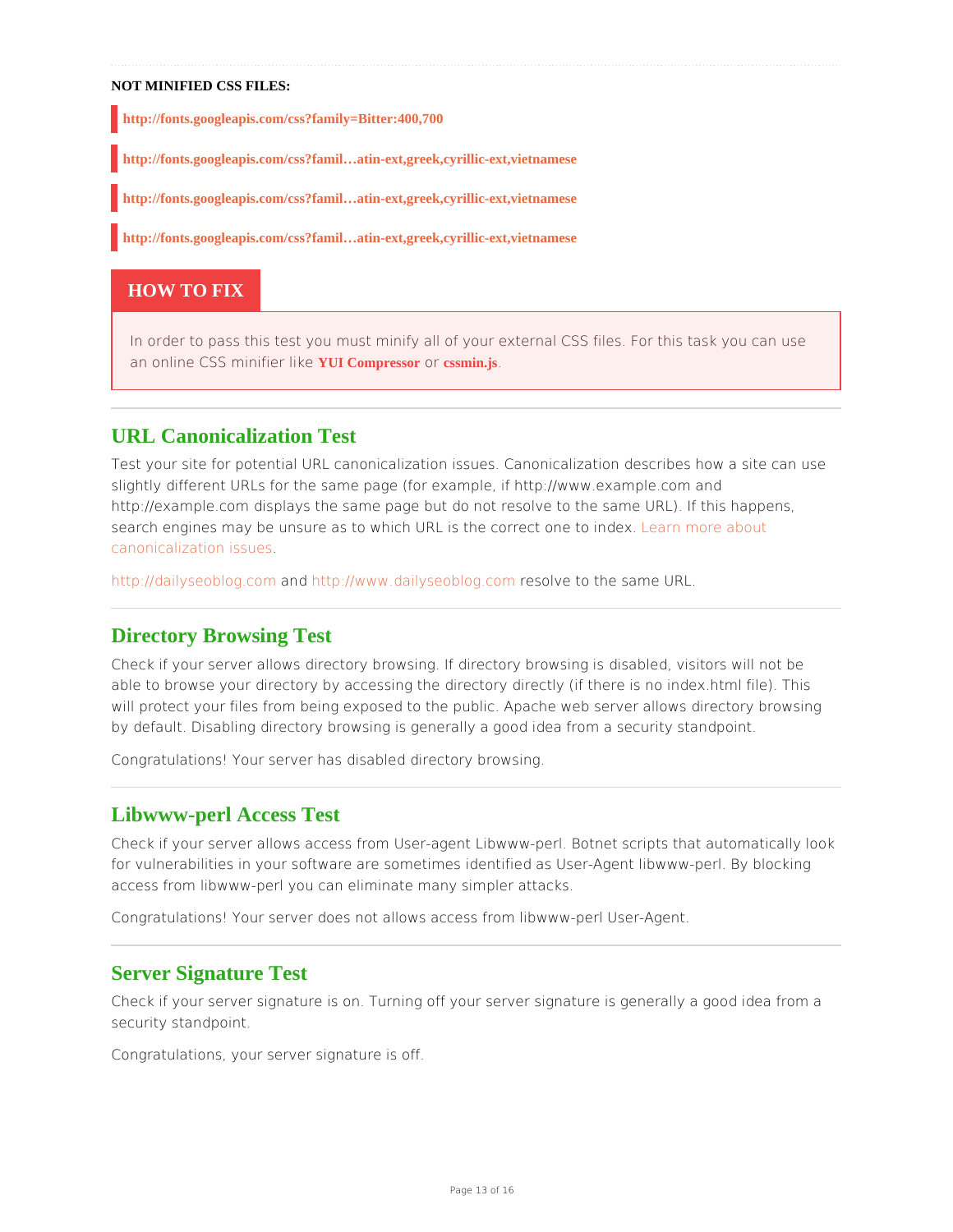**NOT MINIFIED CSS FILES:**

- **http://fonts.googleapis.com/css?family=Bitter:400,700**
- **http://fonts.googleapis.com/css?famil…atin-ext,greek,cyrillic-ext,vietnamese**
- **http://fonts.googleapis.com/css?famil…atin-ext,greek,cyrillic-ext,vietnamese**
- **http://fonts.googleapis.com/css?famil…atin-ext,greek,cyrillic-ext,vietnamese**

### HOW TO FIX

In order to pass this test you must minify all of your external CSS files. For this task you can use an online CSS minifier like **YUI Compressor** or **cssmin.js**.

## URL Canonicalization Test

Test your site for potential URL canonicalization issues. Canonicalization describes how a site can use slightly different URLs for the same page (for example, if http://www.example.com and http://example.com displays the same page but do not resolve to the same URL). If this happens, search engines may be unsure as to which URL is the correct one to index. Learn more about canonicalization issues.

http://dailyseoblog.com and http://www.dailyseoblog.com resolve to the same URL.

## Directory Browsing Test

Check if your server allows directory browsing. If directory browsing is disabled, visitors will not be able to browse your directory by accessing the directory directly (if there is no index.html file). This will protect your files from being exposed to the public. Apache web server allows directory browsing by default. Disabling directory browsing is generally a good idea from a security standpoint.

Congratulations! Your server has disabled directory browsing.

## Libwww-perl Access Test

Check if your server allows access from User-agent Libwww-perl. Botnet scripts that automatically look for vulnerabilities in your software are sometimes identified as User-Agent libwww-perl. By blocking access from libwww-perl you can eliminate many simpler attacks.

Congratulations! Your server does not allows access from libwww-perl User-Agent.

## Server Signature Test

Check if your server signature is on. Turning off your server signature is generally a good idea from a security standpoint.

Congratulations, your server signature is off.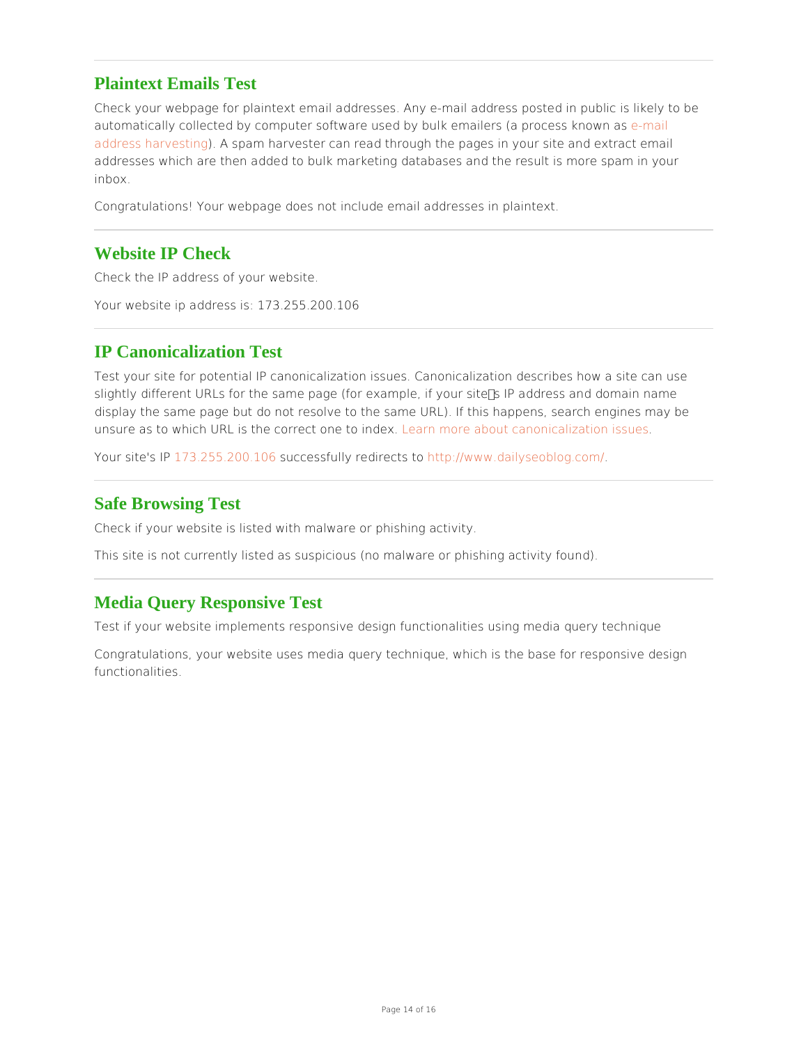## Plaintext Emails Test

Check your webpage for plaintext email addresses. Any e-mail address posted in public is likely to be automatically collected by computer software used by bulk emailers (a process known as e-mail address harvesting). A spam harvester can read through the pages in your site and extract email addresses which are then added to bulk marketing databases and the result is more spam in your inbox.

Congratulations! Your webpage does not include email addresses in plaintext.

## Website IP Check

Check the IP address of your website.

Your website ip address is: 173.255.200.106

## IP Canonicalization Test

Test your site for potential IP canonicalization issues. Canonicalization describes how a site can use slightly different URLs for the same page (for example, if your site�s IP address and domain name display the same page but do not resolve to the same URL). If this happens, search engines may be unsure as to which URL is the correct one to index. Learn more about canonicalization issues.

Your site's IP 173.255.200.106 successfully redirects to http://www.dailyseoblog.com/.

## Safe Browsing Test

Check if your website is listed with malware or phishing activity.

This site is not currently listed as suspicious (no malware or phishing activity found).

## Media Query Responsive Test

Test if your website implements responsive design functionalities using media query technique

Congratulations, your website uses media query technique, which is the base for responsive design functionalities.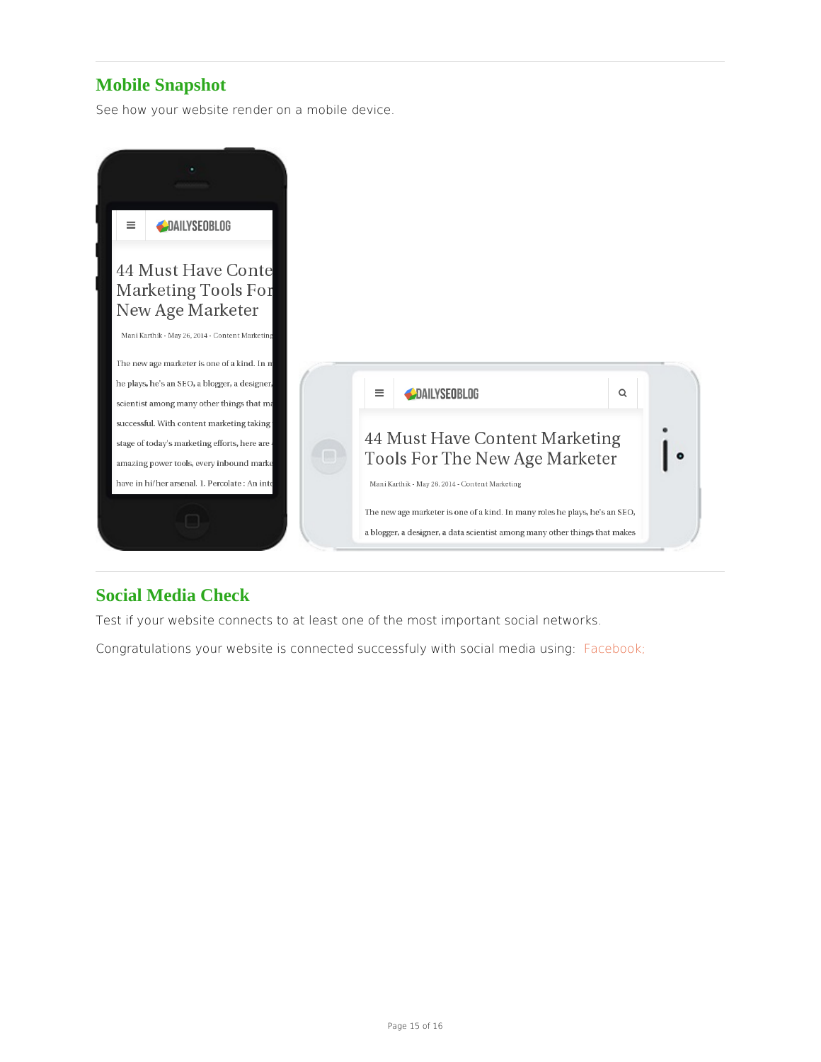## Mobile Snapshot

See how your website render on a mobile device.

## Social Media Check

Test if your website connects to at least one of the most important social networks.

Congratulations your website is connected successfuly with social media using: Facebook;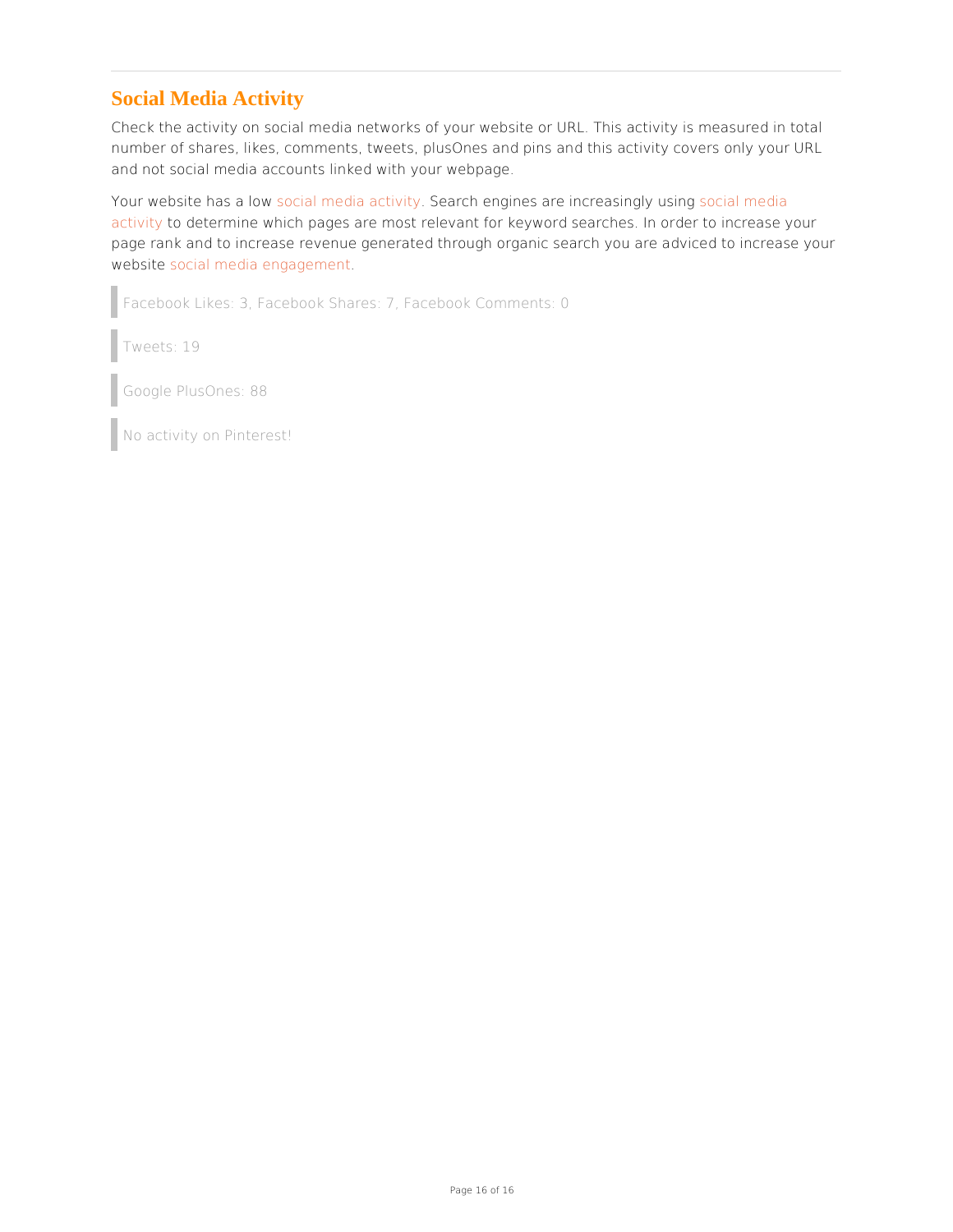## Social Media Activity

Check the activity on social media networks of your website or URL. This activity is measured in total number of shares, likes, comments, tweets, plusOnes and pins and this activity covers only your URL and not social media accounts linked with your webpage.

Your website has a low social media activity. Search engines are increasingly using social media activity to determine which pages are most relevant for keyword searches. In order to increase your page rank and to increase revenue generated through organic search you are adviced to increase your website social media engagement.

> Facebook Likes: 3, Facebook Shares: 7, Facebook Comments: 0

> Tweets: 19

> Google PlusOnes: 88

> No activity on Pinterest!